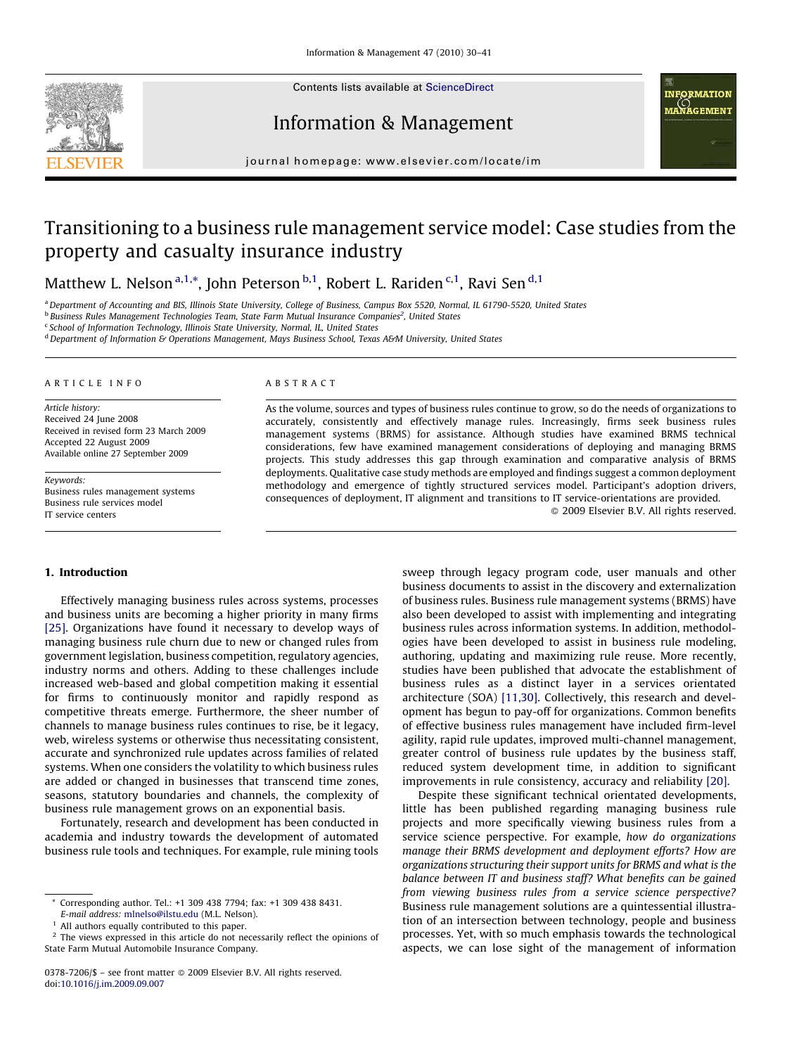Contents lists available at ScienceDirect

Information & Management

journal homepage: www.elsevier.com/locate/im

# Transitioning to a business rule management service model: Case studies from the property and casualty insurance industry

Matthew L. Nelson [a,1,*], John Peterson [b,1], Robert L. Rariden [c,1], Ravi Sen [d,1]

[a] Department of Accounting and BIS, Illinois State University, College of Business, Campus Box 5520, Normal, IL 61790-5520, United States
[b] Business Rules Management Technologies Team, State Farm Mutual Insurance Companies[2], United States
[c] School of Information Technology, Illinois State University, Normal, IL, United States
[d] Department of Information & Operations Management, Mays Business School, Texas A&M University, United States

**ARTICLE INFO**

*Article history:*
Received 24 June 2008
Received in revised form 23 March 2009
Accepted 22 August 2009
Available online 27 September 2009

*Keywords:*
Business rules management systems
Business rule services model
IT service centers

**ABSTRACT**

As the volume, sources and types of business rules continue to grow, so do the needs of organizations to accurately, consistently and effectively manage rules. Increasingly, firms seek business rules management systems (BRMS) for assistance. Although studies have examined BRMS technical considerations, few have examined management considerations of deploying and managing BRMS projects. This study addresses this gap through examination and comparative analysis of BRMS deployments. Qualitative case study methods are employed and findings suggest a common deployment methodology and emergence of tightly structured services model. Participant's adoption drivers, consequences of deployment, IT alignment and transitions to IT service-orientations are provided.

© 2009 Elsevier B.V. All rights reserved.

## 1. Introduction

Effectively managing business rules across systems, processes and business units are becoming a higher priority in many firms [25]. Organizations have found it necessary to develop ways of managing business rule churn due to new or changed rules from government legislation, business competition, regulatory agencies, industry norms and others. Adding to these challenges include increased web-based and global competition making it essential for firms to continuously monitor and rapidly respond as competitive threats emerge. Furthermore, the sheer number of channels to manage business rules continues to rise, be it legacy, web, wireless systems or otherwise thus necessitating consistent, accurate and synchronized rule updates across families of related systems. When one considers the volatility to which business rules are added or changed in businesses that transcend time zones, seasons, statutory boundaries and channels, the complexity of business rule management grows on an exponential basis.

Fortunately, research and development has been conducted in academia and industry towards the development of automated business rule tools and techniques. For example, rule mining tools sweep through legacy program code, user manuals and other business documents to assist in the discovery and externalization of business rules. Business rule management systems (BRMS) have also been developed to assist with implementing and integrating business rules across information systems. In addition, methodologies have been developed to assist in business rule modeling, authoring, updating and maximizing rule reuse. More recently, studies have been published that advocate the establishment of business rules as a distinct layer in a services orientated architecture (SOA) [11,30]. Collectively, this research and development has begun to pay-off for organizations. Common benefits of effective business rules management have included firm-level agility, rapid rule updates, improved multi-channel management, greater control of business rule updates by the business staff, reduced system development time, in addition to significant improvements in rule consistency, accuracy and reliability [20].

Despite these significant technical orientated developments, little has been published regarding managing business rule projects and more specifically viewing business rules from a service science perspective. For example, *how do organizations manage their BRMS development and deployment efforts? How are organizations structuring their support units for BRMS and what is the balance between IT and business staff? What benefits can be gained from viewing business rules from a service science perspective?* Business rule management solutions are a quintessential illustration of an intersection between technology, people and business processes. Yet, with so much emphasis towards the technological aspects, we can lose sight of the management of information

---

\* Corresponding author. Tel.: +1 309 438 7794; fax: +1 309 438 8431.
E-mail address: mlnelso@ilstu.edu (M.L. Nelson).

[1] All authors equally contributed to this paper.

[2] The views expressed in this article do not necessarily reflect the opinions of State Farm Mutual Automobile Insurance Company.

0378-7206/$ – see front matter © 2009 Elsevier B.V. All rights reserved.
doi:10.1016/j.im.2009.09.007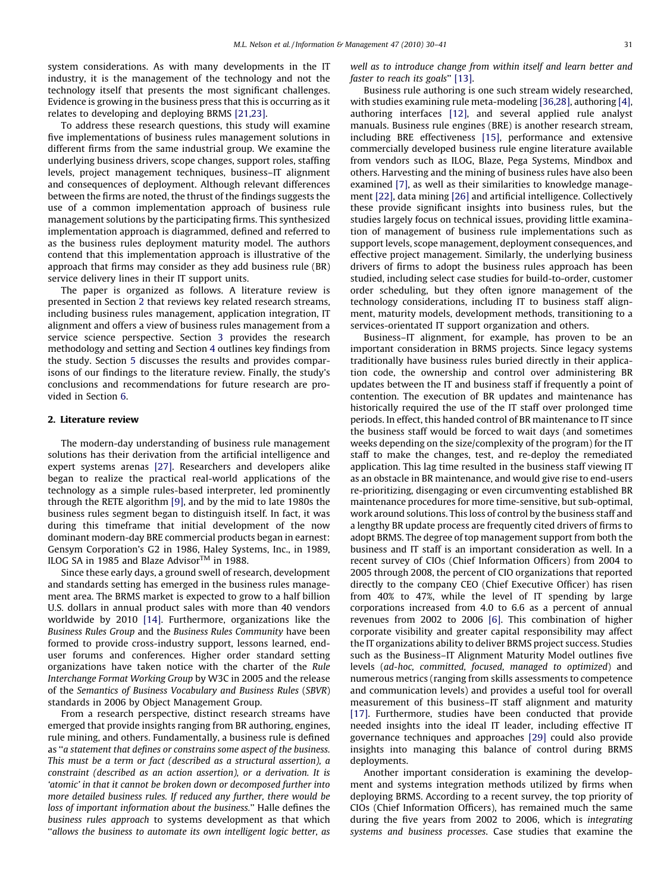system considerations. As with many developments in the IT industry, it is the management of the technology and not the technology itself that presents the most significant challenges. Evidence is growing in the business press that this is occurring as it relates to developing and deploying BRMS [21,23].

To address these research questions, this study will examine five implementations of business rules management solutions in different firms from the same industrial group. We examine the underlying business drivers, scope changes, support roles, staffing levels, project management techniques, business–IT alignment and consequences of deployment. Although relevant differences between the firms are noted, the thrust of the findings suggests the use of a common implementation approach of business rule management solutions by the participating firms. This synthesized implementation approach is diagrammed, defined and referred to as the business rules deployment maturity model. The authors contend that this implementation approach is illustrative of the approach that firms may consider as they add business rule (BR) service delivery lines in their IT support units.

The paper is organized as follows. A literature review is presented in Section 2 that reviews key related research streams, including business rules management, application integration, IT alignment and offers a view of business rules management from a service science perspective. Section 3 provides the research methodology and setting and Section 4 outlines key findings from the study. Section 5 discusses the results and provides comparisons of our findings to the literature review. Finally, the study's conclusions and recommendations for future research are provided in Section 6.

## 2. Literature review

The modern-day understanding of business rule management solutions has their derivation from the artificial intelligence and expert systems arenas [27]. Researchers and developers alike began to realize the practical real-world applications of the technology as a simple rules-based interpreter, led prominently through the RETE algorithm [9], and by the mid to late 1980s the business rules segment began to distinguish itself. In fact, it was during this timeframe that initial development of the now dominant modern-day BRE commercial products began in earnest: Gensym Corporation's G2 in 1986, Haley Systems, Inc., in 1989, ILOG SA in 1985 and Blaze Advisor™ in 1988.

Since these early days, a ground swell of research, development and standards setting has emerged in the business rules management area. The BRMS market is expected to grow to a half billion U.S. dollars in annual product sales with more than 40 vendors worldwide by 2010 [14]. Furthermore, organizations like the *Business Rules Group* and the *Business Rules Community* have been formed to provide cross-industry support, lessons learned, end-user forums and conferences. Higher order standard setting organizations have taken notice with the charter of the *Rule Interchange Format Working Group* by W3C in 2005 and the release of the *Semantics of Business Vocabulary and Business Rules* (*SBVR*) standards in 2006 by Object Management Group.

From a research perspective, distinct research streams have emerged that provide insights ranging from BR authoring, engines, rule mining, and others. Fundamentally, a business rule is defined as "*a statement that defines or constrains some aspect of the business. This must be a term or fact (described as a structural assertion), a constraint (described as an action assertion), or a derivation. It is 'atomic' in that it cannot be broken down or decomposed further into more detailed business rules. If reduced any further, there would be loss of important information about the business.*" Halle defines the *business rules approach* to systems development as that which "*allows the business to automate its own intelligent logic better, as well as to introduce change from within itself and learn better and faster to reach its goals*" [13].

Business rule authoring is one such stream widely researched, with studies examining rule meta-modeling [36,28], authoring [4], authoring interfaces [12], and several applied rule analyst manuals. Business rule engines (BRE) is another research stream, including BRE effectiveness [15], performance and extensive commercially developed business rule engine literature available from vendors such as ILOG, Blaze, Pega Systems, Mindbox and others. Harvesting and the mining of business rules have also been examined [7], as well as their similarities to knowledge management [22], data mining [26] and artificial intelligence. Collectively these provide significant insights into business rules, but the studies largely focus on technical issues, providing little examination of management of business rule implementations such as support levels, scope management, deployment consequences, and effective project management. Similarly, the underlying business drivers of firms to adopt the business rules approach has been studied, including select case studies for build-to-order, customer order scheduling, but they often ignore management of the technology considerations, including IT to business staff alignment, maturity models, development methods, transitioning to a services-orientated IT support organization and others.

Business–IT alignment, for example, has proven to be an important consideration in BRMS projects. Since legacy systems traditionally have business rules buried directly in their application code, the ownership and control over administering BR updates between the IT and business staff if frequently a point of contention. The execution of BR updates and maintenance has historically required the use of the IT staff over prolonged time periods. In effect, this handed control of BR maintenance to IT since the business staff would be forced to wait days (and sometimes weeks depending on the size/complexity of the program) for the IT staff to make the changes, test, and re-deploy the remediated application. This lag time resulted in the business staff viewing IT as an obstacle in BR maintenance, and would give rise to end-users re-prioritizing, disengaging or even circumventing established BR maintenance procedures for more time-sensitive, but sub-optimal, work around solutions. This loss of control by the business staff and a lengthy BR update process are frequently cited drivers of firms to adopt BRMS. The degree of top management support from both the business and IT staff is an important consideration as well. In a recent survey of CIOs (Chief Information Officers) from 2004 to 2005 through 2008, the percent of CIO organizations that reported directly to the company CEO (Chief Executive Officer) has risen from 40% to 47%, while the level of IT spending by large corporations increased from 4.0 to 6.6 as a percent of annual revenues from 2002 to 2006 [6]. This combination of higher corporate visibility and greater capital responsibility may affect the IT organizations ability to deliver BRMS project success. Studies such as the Business–IT Alignment Maturity Model outlines five levels (*ad-hoc, committed, focused, managed to optimized*) and numerous metrics (ranging from skills assessments to competence and communication levels) and provides a useful tool for overall measurement of this business–IT staff alignment and maturity [17]. Furthermore, studies have been conducted that provide needed insights into the ideal IT leader, including effective IT governance techniques and approaches [29] could also provide insights into managing this balance of control during BRMS deployments.

Another important consideration is examining the development and systems integration methods utilized by firms when deploying BRMS. According to a recent survey, the top priority of CIOs (Chief Information Officers), has remained much the same during the five years from 2002 to 2006, which is *integrating systems and business processes*. Case studies that examine the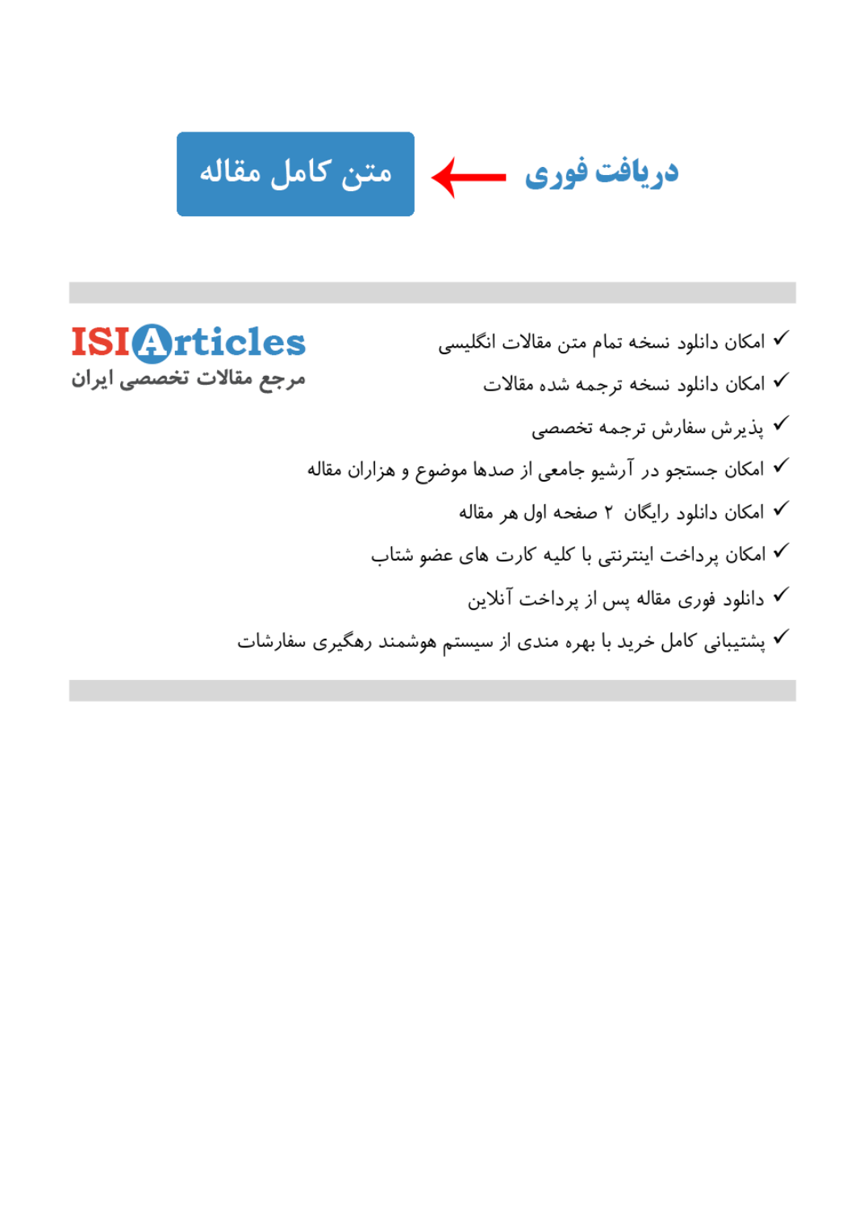دریافت فوری ← **متن کامل مقاله**

**ISIArticles**
مرجع مقالات تخصصی ایران

- ✓ امکان دانلود نسخه تمام متن مقالات انگلیسی
- ✓ امکان دانلود نسخه ترجمه شده مقالات
- ✓ پذیرش سفارش ترجمه تخصصی
- ✓ امکان جستجو در آرشیو جامعی از صدها موضوع و هزاران مقاله
- ✓ امکان دانلود رایگان ۲ صفحه اول هر مقاله
- ✓ امکان پرداخت اینترنتی با کلیه کارت های عضو شتاب
- ✓ دانلود فوری مقاله پس از پرداخت آنلاین
- ✓ پشتیبانی کامل خرید با بهره مندی از سیستم هوشمند رهگیری سفارشات